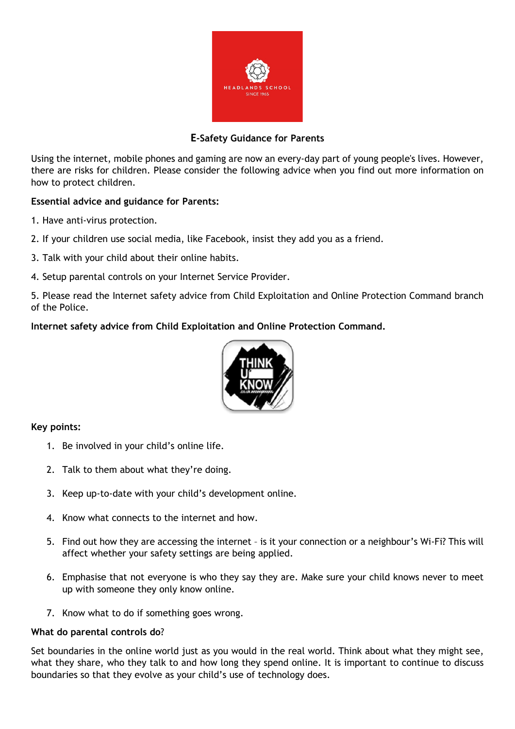# E-Safety Guidance for Parents

Using the internet, mobile phones and gaming are now an every-day part of young people's lives. However, there are risks for children. Please consider the following advice when you find out more information on how to protect children.

**Essential advice and guidance for Parents:**

1. Have anti-virus protection.
2. If your children use social media, like Facebook, insist they add you as a friend.
3. Talk with your child about their online habits.
4. Setup parental controls on your Internet Service Provider.
5. Please read the Internet safety advice from Child Exploitation and Online Protection Command branch of the Police.

**Internet safety advice from Child Exploitation and Online Protection Command.**

**Key points:**

1. Be involved in your child's online life.
2. Talk to them about what they're doing.
3. Keep up-to-date with your child's development online.
4. Know what connects to the internet and how.
5. Find out how they are accessing the internet – is it your connection or a neighbour's Wi-Fi? This will affect whether your safety settings are being applied.
6. Emphasise that not everyone is who they say they are. Make sure your child knows never to meet up with someone they only know online.
7. Know what to do if something goes wrong.

**What do parental controls do?**

Set boundaries in the online world just as you would in the real world. Think about what they might see, what they share, who they talk to and how long they spend online. It is important to continue to discuss boundaries so that they evolve as your child's use of technology does.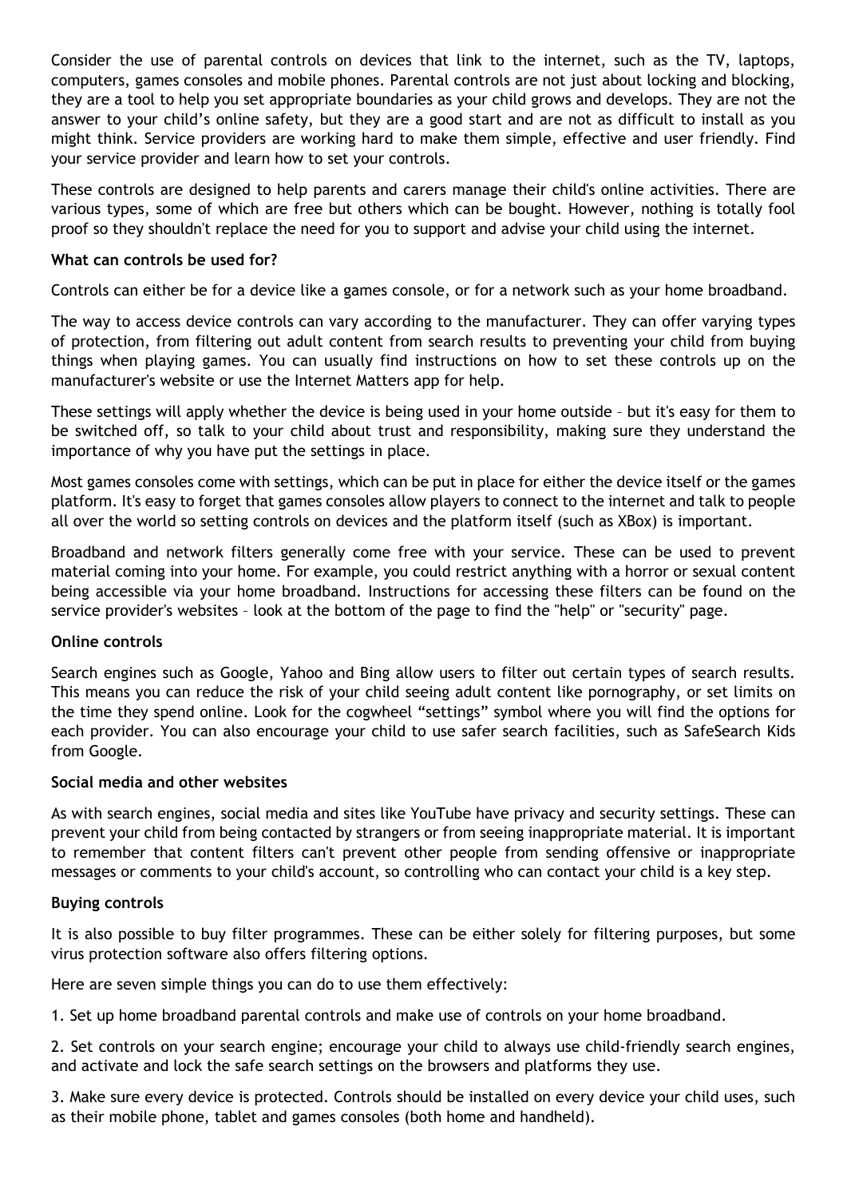Consider the use of parental controls on devices that link to the internet, such as the TV, laptops, computers, games consoles and mobile phones. Parental controls are not just about locking and blocking, they are a tool to help you set appropriate boundaries as your child grows and develops. They are not the answer to your child's online safety, but they are a good start and are not as difficult to install as you might think. Service providers are working hard to make them simple, effective and user friendly. Find your service provider and learn how to set your controls.

These controls are designed to help parents and carers manage their child's online activities. There are various types, some of which are free but others which can be bought. However, nothing is totally fool proof so they shouldn't replace the need for you to support and advise your child using the internet.

**What can controls be used for?**

Controls can either be for a device like a games console, or for a network such as your home broadband.

The way to access device controls can vary according to the manufacturer. They can offer varying types of protection, from filtering out adult content from search results to preventing your child from buying things when playing games. You can usually find instructions on how to set these controls up on the manufacturer's website or use the Internet Matters app for help.

These settings will apply whether the device is being used in your home outside – but it's easy for them to be switched off, so talk to your child about trust and responsibility, making sure they understand the importance of why you have put the settings in place.

Most games consoles come with settings, which can be put in place for either the device itself or the games platform. It's easy to forget that games consoles allow players to connect to the internet and talk to people all over the world so setting controls on devices and the platform itself (such as XBox) is important.

Broadband and network filters generally come free with your service. These can be used to prevent material coming into your home. For example, you could restrict anything with a horror or sexual content being accessible via your home broadband. Instructions for accessing these filters can be found on the service provider's websites – look at the bottom of the page to find the "help" or "security" page.

**Online controls**

Search engines such as Google, Yahoo and Bing allow users to filter out certain types of search results. This means you can reduce the risk of your child seeing adult content like pornography, or set limits on the time they spend online. Look for the cogwheel "settings" symbol where you will find the options for each provider. You can also encourage your child to use safer search facilities, such as SafeSearch Kids from Google.

**Social media and other websites**

As with search engines, social media and sites like YouTube have privacy and security settings. These can prevent your child from being contacted by strangers or from seeing inappropriate material. It is important to remember that content filters can't prevent other people from sending offensive or inappropriate messages or comments to your child's account, so controlling who can contact your child is a key step.

**Buying controls**

It is also possible to buy filter programmes. These can be either solely for filtering purposes, but some virus protection software also offers filtering options.

Here are seven simple things you can do to use them effectively:

1. Set up home broadband parental controls and make use of controls on your home broadband.

2. Set controls on your search engine; encourage your child to always use child-friendly search engines, and activate and lock the safe search settings on the browsers and platforms they use.

3. Make sure every device is protected. Controls should be installed on every device your child uses, such as their mobile phone, tablet and games consoles (both home and handheld).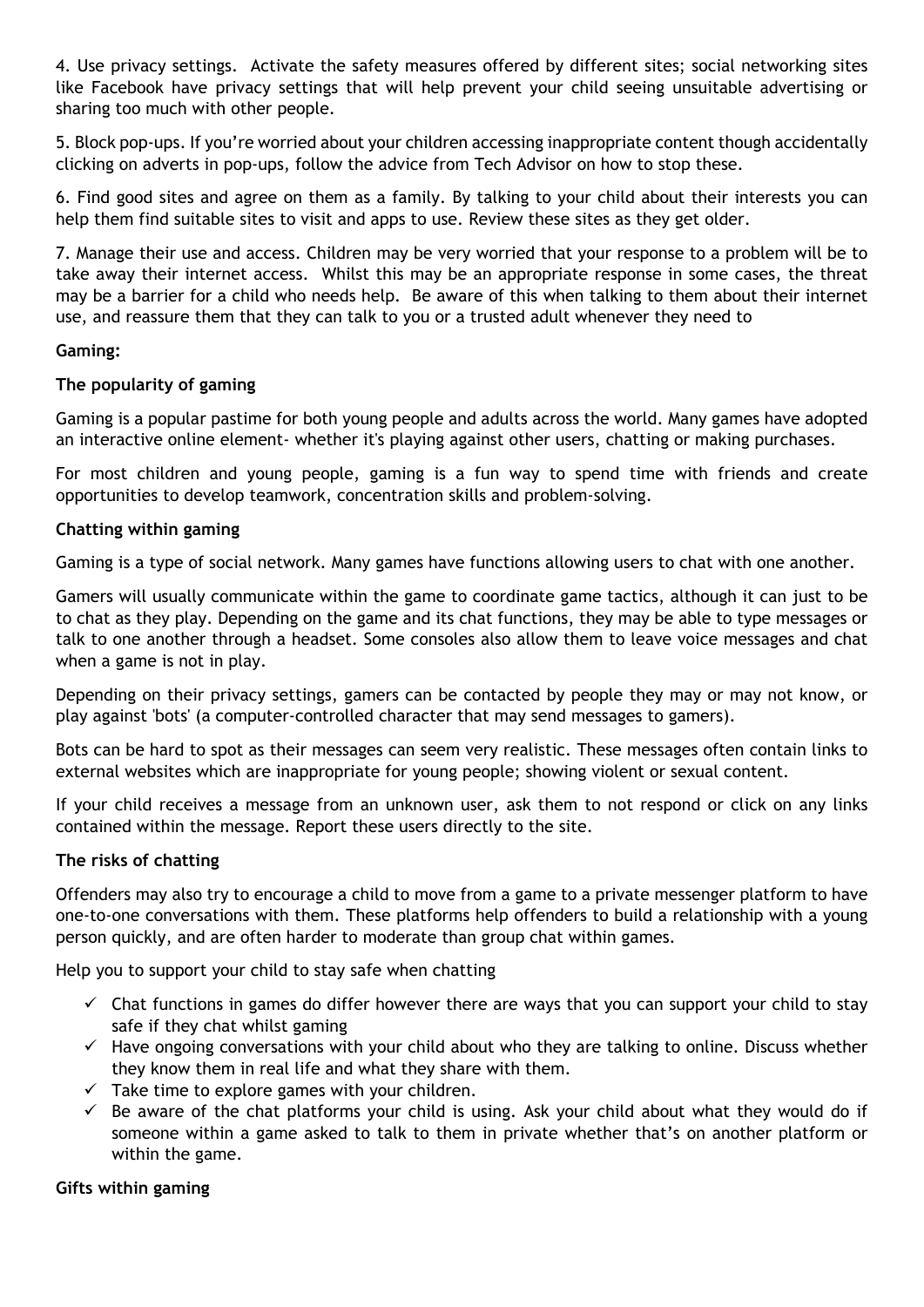4. Use privacy settings. Activate the safety measures offered by different sites; social networking sites like Facebook have privacy settings that will help prevent your child seeing unsuitable advertising or sharing too much with other people.

5. Block pop-ups. If you're worried about your children accessing inappropriate content though accidentally clicking on adverts in pop-ups, follow the advice from Tech Advisor on how to stop these.

6. Find good sites and agree on them as a family. By talking to your child about their interests you can help them find suitable sites to visit and apps to use. Review these sites as they get older.

7. Manage their use and access. Children may be very worried that your response to a problem will be to take away their internet access. Whilst this may be an appropriate response in some cases, the threat may be a barrier for a child who needs help. Be aware of this when talking to them about their internet use, and reassure them that they can talk to you or a trusted adult whenever they need to

**Gaming:**

**The popularity of gaming**

Gaming is a popular pastime for both young people and adults across the world. Many games have adopted an interactive online element- whether it's playing against other users, chatting or making purchases.

For most children and young people, gaming is a fun way to spend time with friends and create opportunities to develop teamwork, concentration skills and problem-solving.

**Chatting within gaming**

Gaming is a type of social network. Many games have functions allowing users to chat with one another.

Gamers will usually communicate within the game to coordinate game tactics, although it can just to be to chat as they play. Depending on the game and its chat functions, they may be able to type messages or talk to one another through a headset. Some consoles also allow them to leave voice messages and chat when a game is not in play.

Depending on their privacy settings, gamers can be contacted by people they may or may not know, or play against 'bots' (a computer-controlled character that may send messages to gamers).

Bots can be hard to spot as their messages can seem very realistic. These messages often contain links to external websites which are inappropriate for young people; showing violent or sexual content.

If your child receives a message from an unknown user, ask them to not respond or click on any links contained within the message. Report these users directly to the site.

**The risks of chatting**

Offenders may also try to encourage a child to move from a game to a private messenger platform to have one-to-one conversations with them. These platforms help offenders to build a relationship with a young person quickly, and are often harder to moderate than group chat within games.

Help you to support your child to stay safe when chatting

- ✓ Chat functions in games do differ however there are ways that you can support your child to stay safe if they chat whilst gaming
- ✓ Have ongoing conversations with your child about who they are talking to online. Discuss whether they know them in real life and what they share with them.
- ✓ Take time to explore games with your children.
- ✓ Be aware of the chat platforms your child is using. Ask your child about what they would do if someone within a game asked to talk to them in private whether that's on another platform or within the game.

**Gifts within gaming**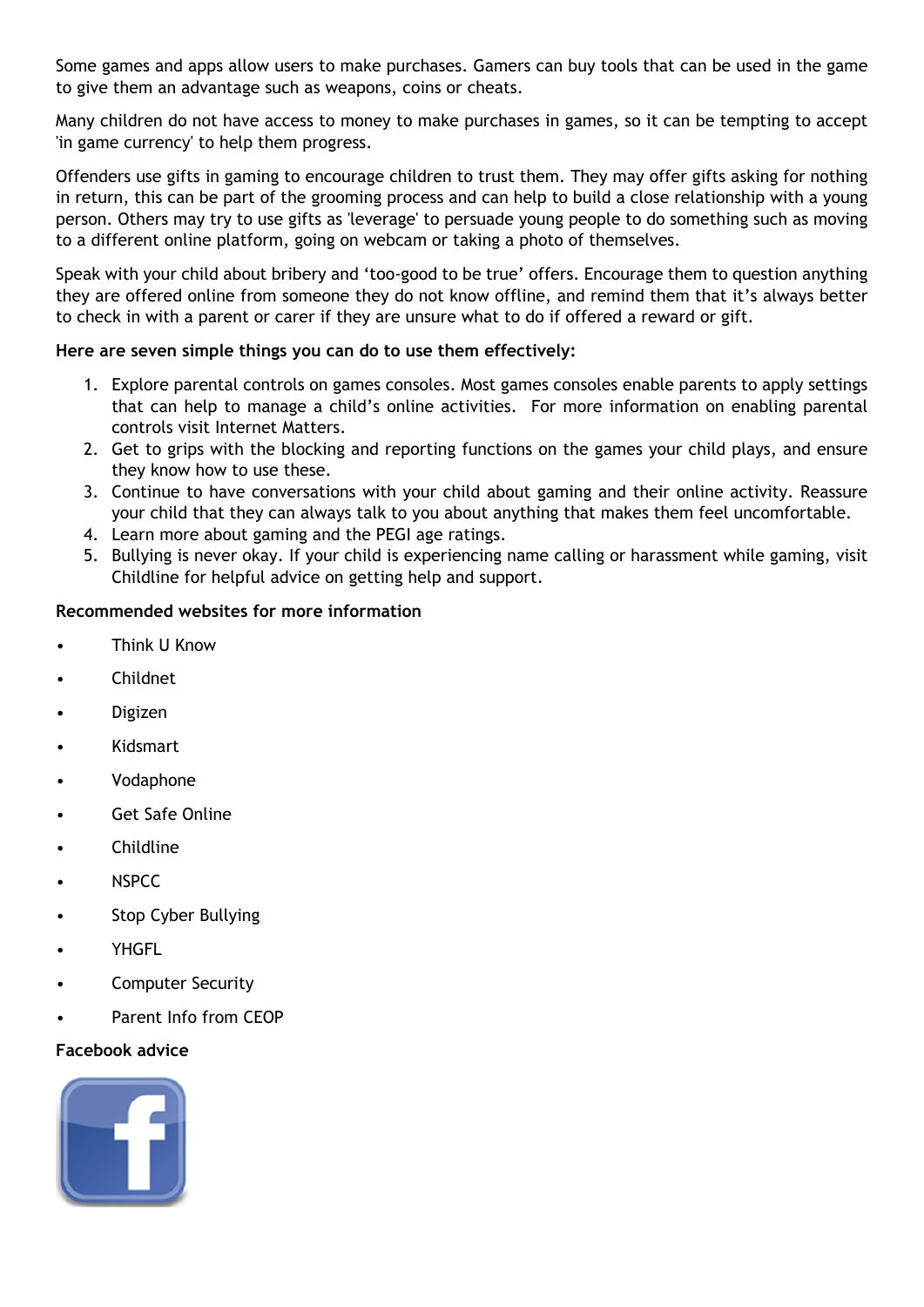Some games and apps allow users to make purchases. Gamers can buy tools that can be used in the game to give them an advantage such as weapons, coins or cheats.

Many children do not have access to money to make purchases in games, so it can be tempting to accept 'in game currency' to help them progress.

Offenders use gifts in gaming to encourage children to trust them. They may offer gifts asking for nothing in return, this can be part of the grooming process and can help to build a close relationship with a young person. Others may try to use gifts as 'leverage' to persuade young people to do something such as moving to a different online platform, going on webcam or taking a photo of themselves.

Speak with your child about bribery and 'too-good to be true' offers. Encourage them to question anything they are offered online from someone they do not know offline, and remind them that it's always better to check in with a parent or carer if they are unsure what to do if offered a reward or gift.

**Here are seven simple things you can do to use them effectively:**

1. Explore parental controls on games consoles. Most games consoles enable parents to apply settings that can help to manage a child's online activities. For more information on enabling parental controls visit Internet Matters.
2. Get to grips with the blocking and reporting functions on the games your child plays, and ensure they know how to use these.
3. Continue to have conversations with your child about gaming and their online activity. Reassure your child that they can always talk to you about anything that makes them feel uncomfortable.
4. Learn more about gaming and the PEGI age ratings.
5. Bullying is never okay. If your child is experiencing name calling or harassment while gaming, visit Childline for helpful advice on getting help and support.

**Recommended websites for more information**

- Think U Know
- Childnet
- Digizen
- Kidsmart
- Vodaphone
- Get Safe Online
- Childline
- NSPCC
- Stop Cyber Bullying
- YHGFL
- Computer Security
- Parent Info from CEOP

**Facebook advice**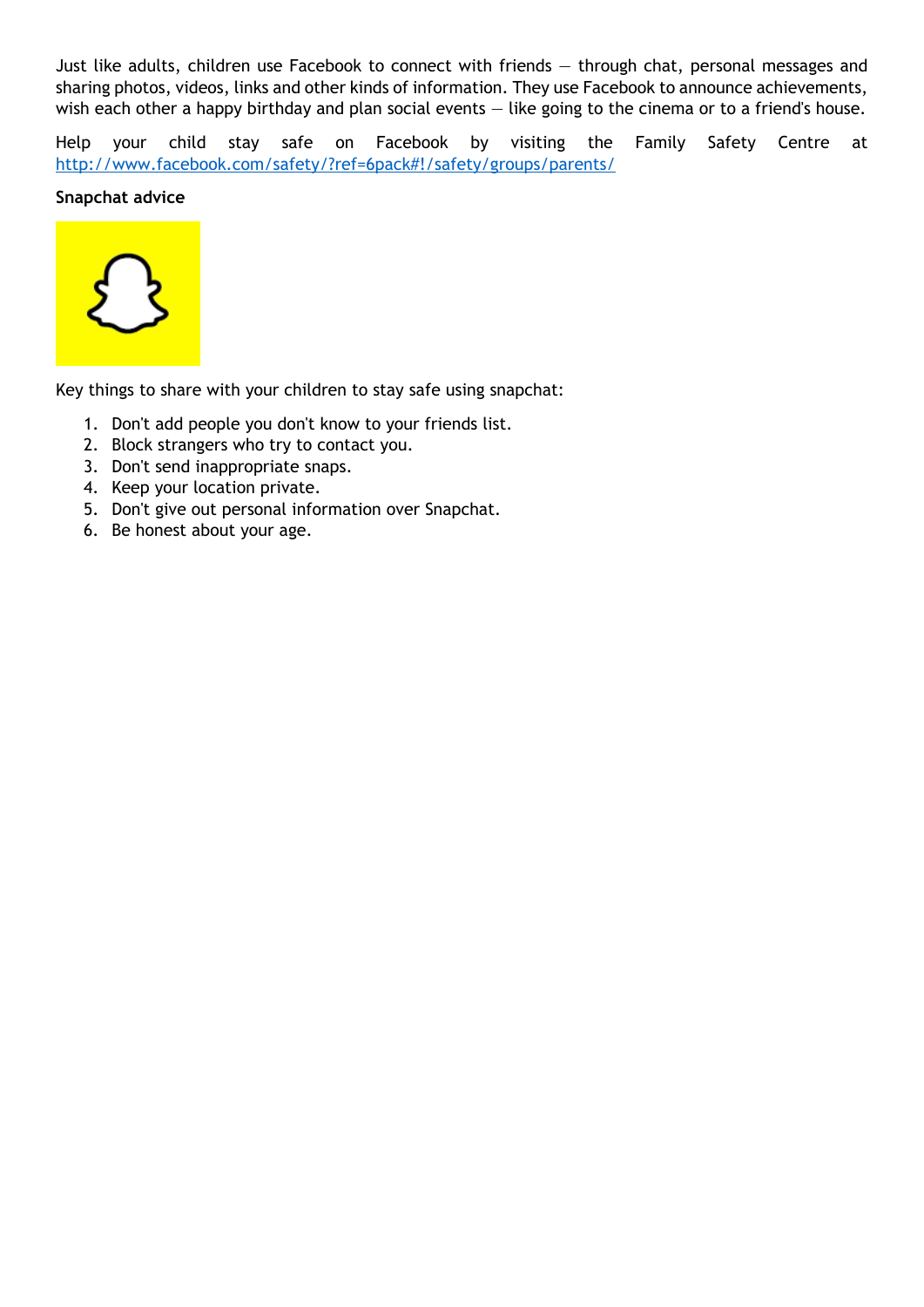Just like adults, children use Facebook to connect with friends — through chat, personal messages and sharing photos, videos, links and other kinds of information. They use Facebook to announce achievements, wish each other a happy birthday and plan social events — like going to the cinema or to a friend's house.

Help your child stay safe on Facebook by visiting the Family Safety Centre at http://www.facebook.com/safety/?ref=6pack#!/safety/groups/parents/

**Snapchat advice**

Key things to share with your children to stay safe using snapchat:

1. Don't add people you don't know to your friends list.
2. Block strangers who try to contact you.
3. Don't send inappropriate snaps.
4. Keep your location private.
5. Don't give out personal information over Snapchat.
6. Be honest about your age.